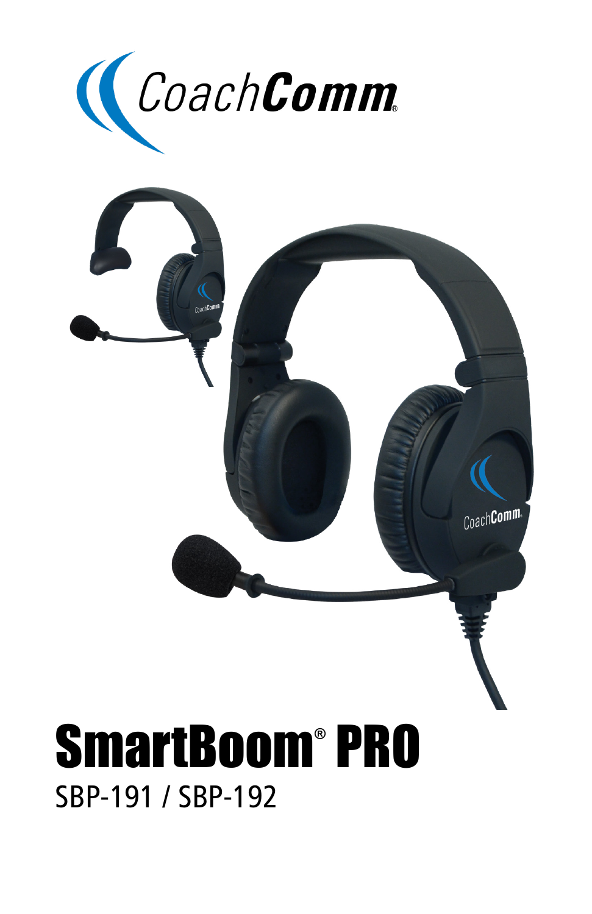CoachComm®

# SmartBoom® PRO

SBP-191 / SBP-192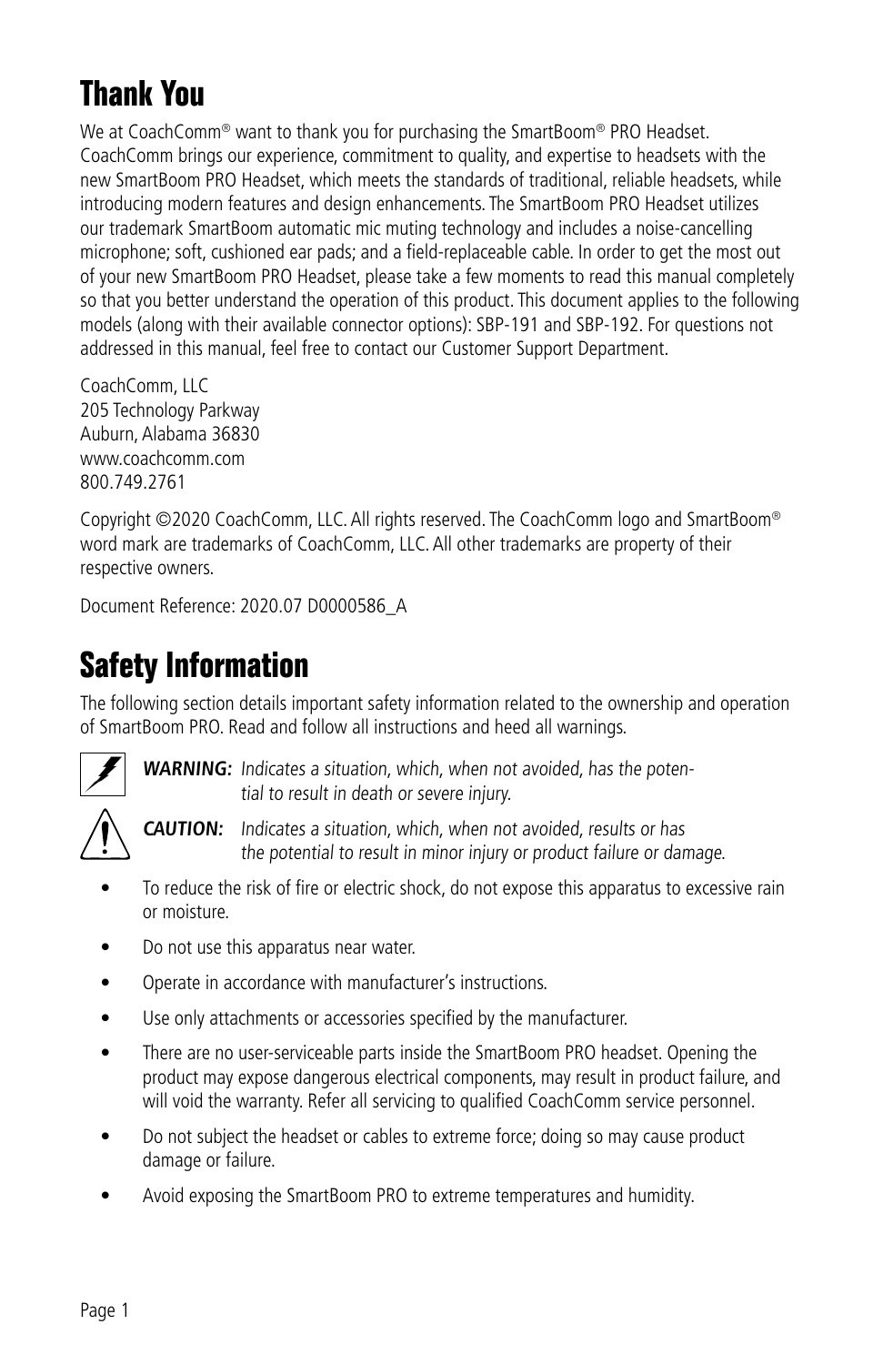# Thank You

We at CoachComm® want to thank you for purchasing the SmartBoom® PRO Headset. CoachComm brings our experience, commitment to quality, and expertise to headsets with the new SmartBoom PRO Headset, which meets the standards of traditional, reliable headsets, while introducing modern features and design enhancements. The SmartBoom PRO Headset utilizes our trademark SmartBoom automatic mic muting technology and includes a noise-cancelling microphone; soft, cushioned ear pads; and a field-replaceable cable. In order to get the most out of your new SmartBoom PRO Headset, please take a few moments to read this manual completely so that you better understand the operation of this product. This document applies to the following models (along with their available connector options): SBP-191 and SBP-192. For questions not addressed in this manual, feel free to contact our Customer Support Department.

CoachComm, LLC
205 Technology Parkway
Auburn, Alabama 36830
www.coachcomm.com
800.749.2761

Copyright ©2020 CoachComm, LLC. All rights reserved. The CoachComm logo and SmartBoom® word mark are trademarks of CoachComm, LLC. All other trademarks are property of their respective owners.

Document Reference: 2020.07 D0000586_A

# Safety Information

The following section details important safety information related to the ownership and operation of SmartBoom PRO. Read and follow all instructions and heed all warnings.

***WARNING:*** *Indicates a situation, which, when not avoided, has the potential to result in death or severe injury.*

***CAUTION:*** *Indicates a situation, which, when not avoided, results or has the potential to result in minor injury or product failure or damage.*

- To reduce the risk of fire or electric shock, do not expose this apparatus to excessive rain or moisture.
- Do not use this apparatus near water.
- Operate in accordance with manufacturer's instructions.
- Use only attachments or accessories specified by the manufacturer.
- There are no user-serviceable parts inside the SmartBoom PRO headset. Opening the product may expose dangerous electrical components, may result in product failure, and will void the warranty. Refer all servicing to qualified CoachComm service personnel.
- Do not subject the headset or cables to extreme force; doing so may cause product damage or failure.
- Avoid exposing the SmartBoom PRO to extreme temperatures and humidity.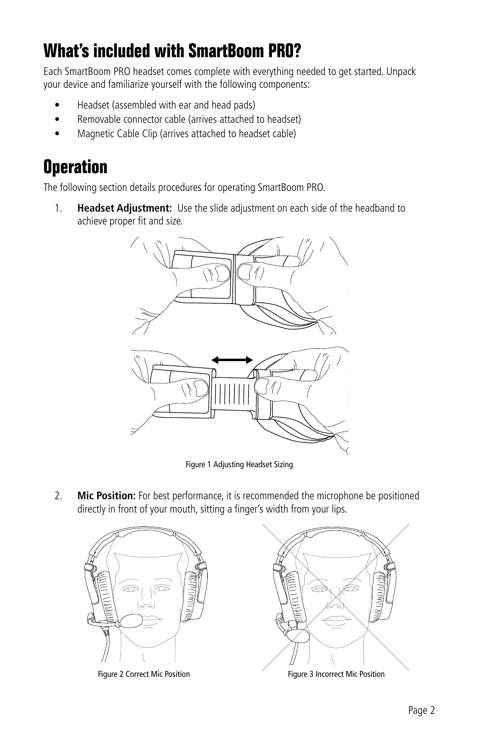# What's included with SmartBoom PRO?

Each SmartBoom PRO headset comes complete with everything needed to get started. Unpack your device and familiarize yourself with the following components:

- Headset (assembled with ear and head pads)
- Removable connector cable (arrives attached to headset)
- Magnetic Cable Clip (arrives attached to headset cable)

# Operation

The following section details procedures for operating SmartBoom PRO.

1. **Headset Adjustment:** Use the slide adjustment on each side of the headband to achieve proper fit and size.

Figure 1 Adjusting Headset Sizing

2. **Mic Position:** For best performance, it is recommended the microphone be positioned directly in front of your mouth, sitting a finger's width from your lips.

Figure 2 Correct Mic Position

Figure 3 Incorrect Mic Position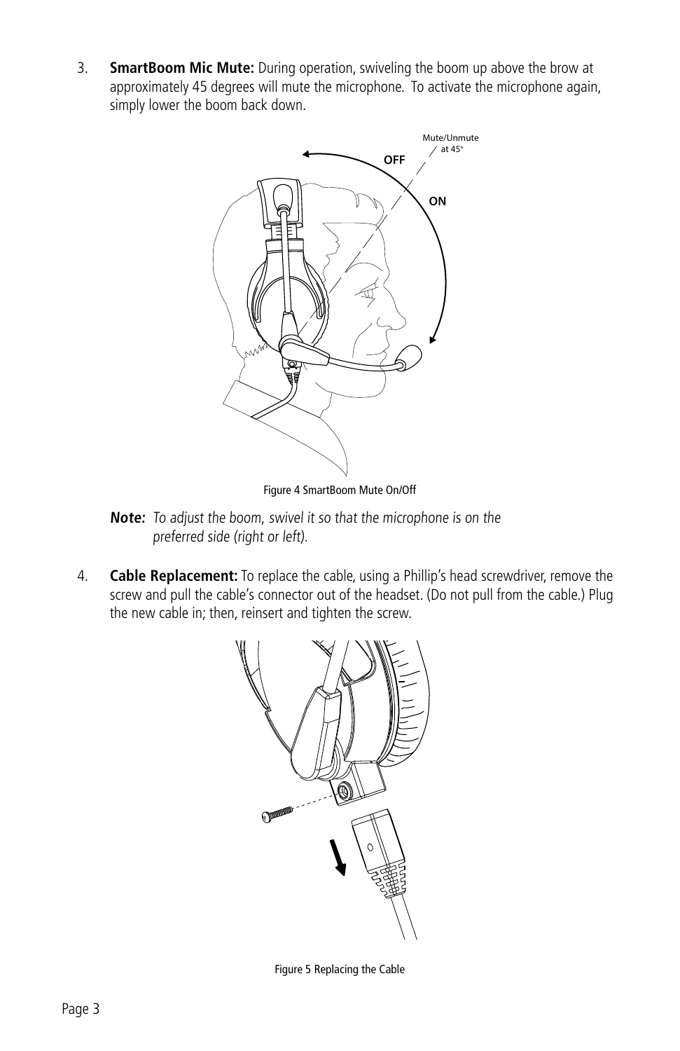3. **SmartBoom Mic Mute:** During operation, swiveling the boom up above the brow at approximately 45 degrees will mute the microphone. To activate the microphone again, simply lower the boom back down.

Mute/Unmute at 45°

OFF

ON

Figure 4 SmartBoom Mute On/Off

***Note:*** *To adjust the boom, swivel it so that the microphone is on the preferred side (right or left).*

4. **Cable Replacement:** To replace the cable, using a Phillip's head screwdriver, remove the screw and pull the cable's connector out of the headset. (Do not pull from the cable.) Plug the new cable in; then, reinsert and tighten the screw.

Figure 5 Replacing the Cable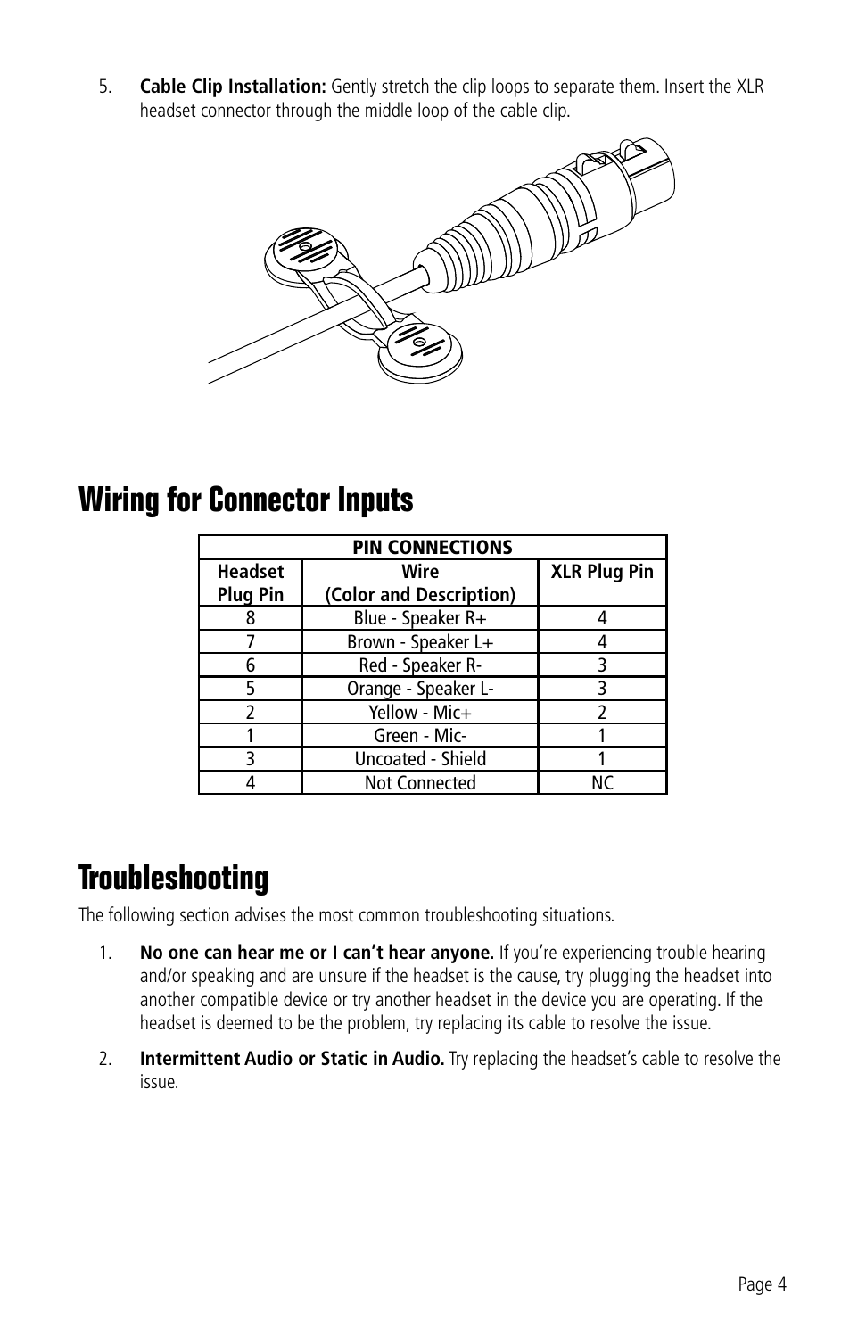5. **Cable Clip Installation:** Gently stretch the clip loops to separate them. Insert the XLR headset connector through the middle loop of the cable clip.

# Wiring for Connector Inputs

| PIN CONNECTIONS | | |
|---|---|---|
| **Headset Plug Pin** | **Wire (Color and Description)** | **XLR Plug Pin** |
| 8 | Blue - Speaker R+ | 4 |
| 7 | Brown - Speaker L+ | 4 |
| 6 | Red - Speaker R- | 3 |
| 5 | Orange - Speaker L- | 3 |
| 2 | Yellow - Mic+ | 2 |
| 1 | Green - Mic- | 1 |
| 3 | Uncoated - Shield | 1 |
| 4 | Not Connected | NC |

# Troubleshooting

The following section advises the most common troubleshooting situations.

1. **No one can hear me or I can't hear anyone.** If you're experiencing trouble hearing and/or speaking and are unsure if the headset is the cause, try plugging the headset into another compatible device or try another headset in the device you are operating. If the headset is deemed to be the problem, try replacing its cable to resolve the issue.

2. **Intermittent Audio or Static in Audio.** Try replacing the headset's cable to resolve the issue.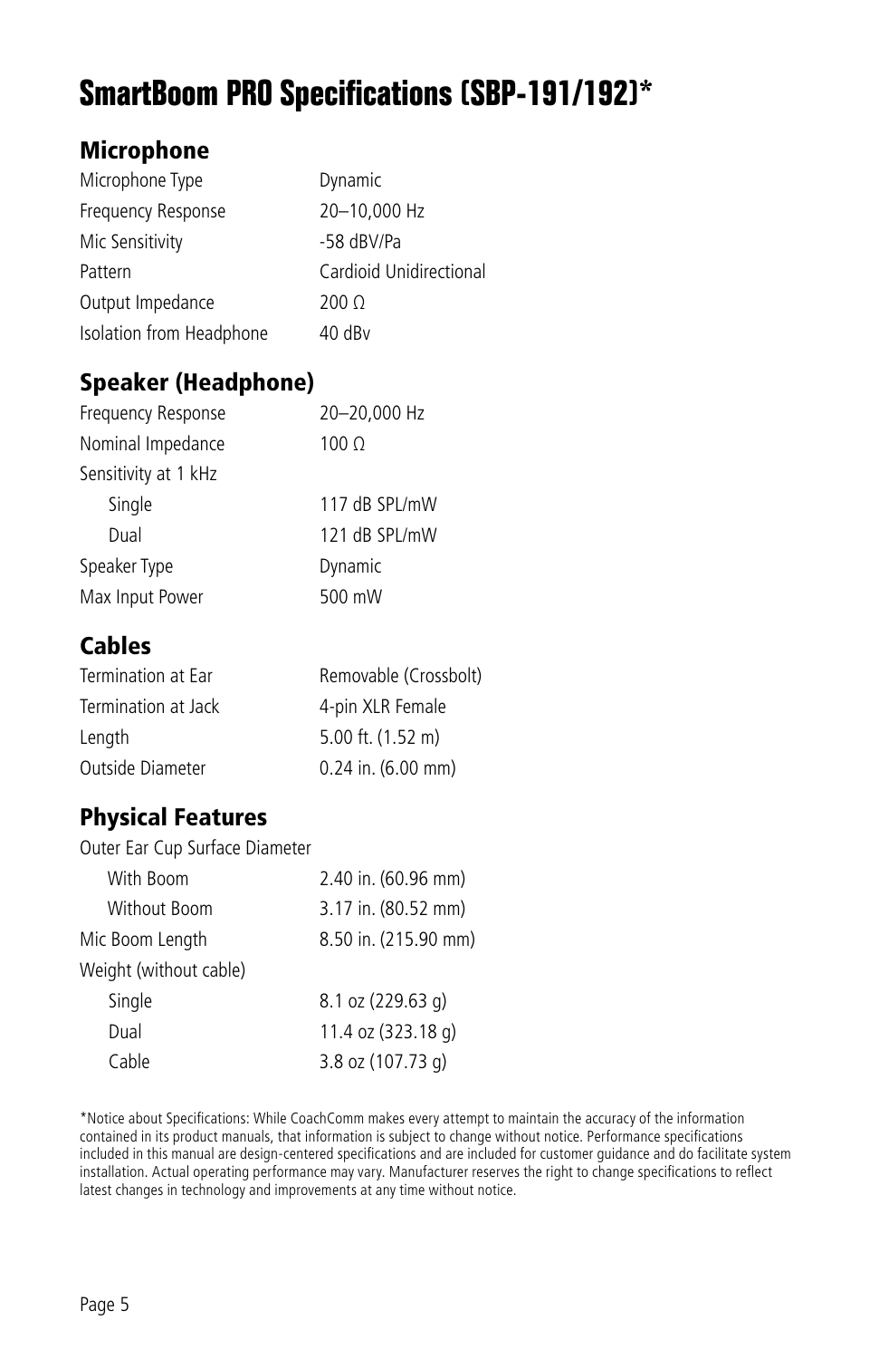# SmartBoom PRO Specifications (SBP-191/192)*

## Microphone

| | |
|---|---|
| Microphone Type | Dynamic |
| Frequency Response | 20–10,000 Hz |
| Mic Sensitivity | -58 dBV/Pa |
| Pattern | Cardioid Unidirectional |
| Output Impedance | 200 Ω |
| Isolation from Headphone | 40 dBv |

## Speaker (Headphone)

| | |
|---|---|
| Frequency Response | 20–20,000 Hz |
| Nominal Impedance | 100 Ω |
| Sensitivity at 1 kHz | |
| Single | 117 dB SPL/mW |
| Dual | 121 dB SPL/mW |
| Speaker Type | Dynamic |
| Max Input Power | 500 mW |

## Cables

| | |
|---|---|
| Termination at Ear | Removable (Crossbolt) |
| Termination at Jack | 4-pin XLR Female |
| Length | 5.00 ft. (1.52 m) |
| Outside Diameter | 0.24 in. (6.00 mm) |

## Physical Features

| | |
|---|---|
| Outer Ear Cup Surface Diameter | |
| With Boom | 2.40 in. (60.96 mm) |
| Without Boom | 3.17 in. (80.52 mm) |
| Mic Boom Length | 8.50 in. (215.90 mm) |
| Weight (without cable) | |
| Single | 8.1 oz (229.63 g) |
| Dual | 11.4 oz (323.18 g) |
| Cable | 3.8 oz (107.73 g) |

*Notice about Specifications: While CoachComm makes every attempt to maintain the accuracy of the information contained in its product manuals, that information is subject to change without notice. Performance specifications included in this manual are design-centered specifications and are included for customer guidance and do facilitate system installation. Actual operating performance may vary. Manufacturer reserves the right to change specifications to reflect latest changes in technology and improvements at any time without notice.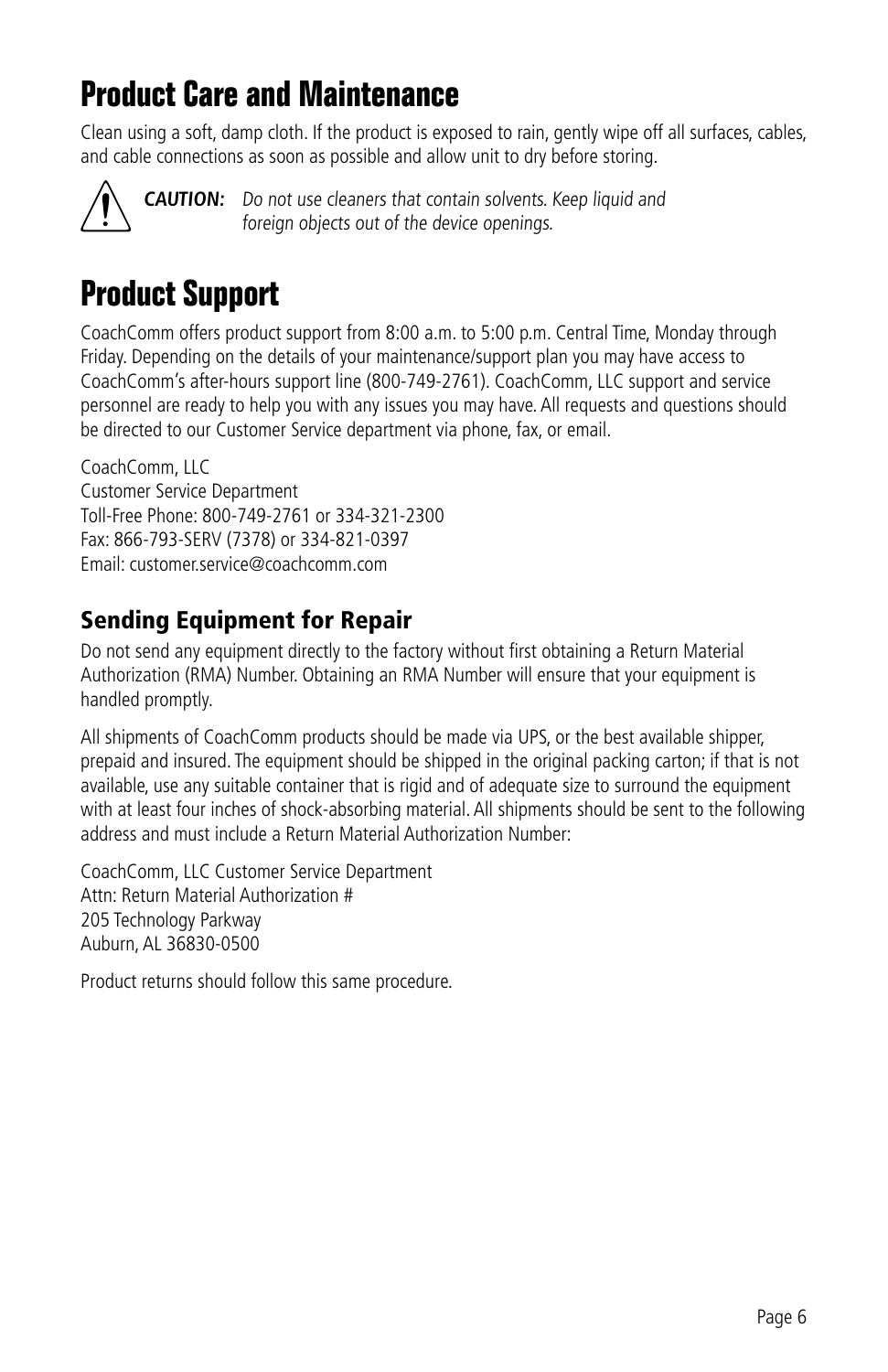# Product Care and Maintenance

Clean using a soft, damp cloth. If the product is exposed to rain, gently wipe off all surfaces, cables, and cable connections as soon as possible and allow unit to dry before storing.

***CAUTION:*** *Do not use cleaners that contain solvents. Keep liquid and foreign objects out of the device openings.*

# Product Support

CoachComm offers product support from 8:00 a.m. to 5:00 p.m. Central Time, Monday through Friday. Depending on the details of your maintenance/support plan you may have access to CoachComm's after-hours support line (800-749-2761). CoachComm, LLC support and service personnel are ready to help you with any issues you may have. All requests and questions should be directed to our Customer Service department via phone, fax, or email.

CoachComm, LLC
Customer Service Department
Toll-Free Phone: 800-749-2761 or 334-321-2300
Fax: 866-793-SERV (7378) or 334-821-0397
Email: customer.service@coachcomm.com

## Sending Equipment for Repair

Do not send any equipment directly to the factory without first obtaining a Return Material Authorization (RMA) Number. Obtaining an RMA Number will ensure that your equipment is handled promptly.

All shipments of CoachComm products should be made via UPS, or the best available shipper, prepaid and insured. The equipment should be shipped in the original packing carton; if that is not available, use any suitable container that is rigid and of adequate size to surround the equipment with at least four inches of shock-absorbing material. All shipments should be sent to the following address and must include a Return Material Authorization Number:

CoachComm, LLC Customer Service Department
Attn: Return Material Authorization #
205 Technology Parkway
Auburn, AL 36830-0500

Product returns should follow this same procedure.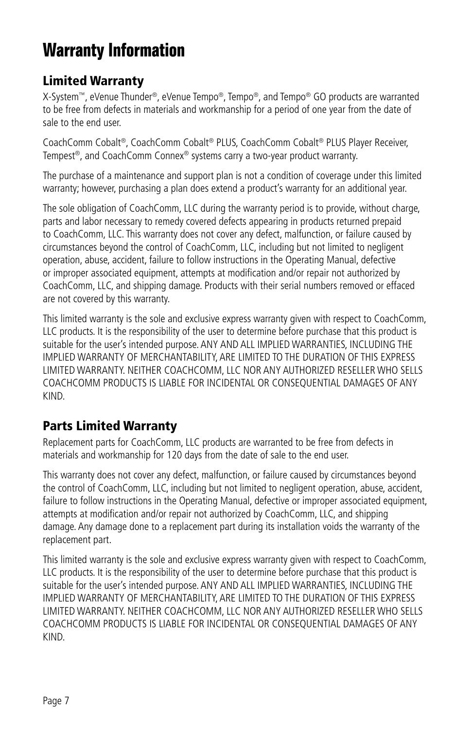# Warranty Information

## Limited Warranty

X-System™, eVenue Thunder®, eVenue Tempo®, Tempo®, and Tempo® GO products are warranted to be free from defects in materials and workmanship for a period of one year from the date of sale to the end user.

CoachComm Cobalt®, CoachComm Cobalt® PLUS, CoachComm Cobalt® PLUS Player Receiver, Tempest®, and CoachComm Connex® systems carry a two-year product warranty.

The purchase of a maintenance and support plan is not a condition of coverage under this limited warranty; however, purchasing a plan does extend a product's warranty for an additional year.

The sole obligation of CoachComm, LLC during the warranty period is to provide, without charge, parts and labor necessary to remedy covered defects appearing in products returned prepaid to CoachComm, LLC. This warranty does not cover any defect, malfunction, or failure caused by circumstances beyond the control of CoachComm, LLC, including but not limited to negligent operation, abuse, accident, failure to follow instructions in the Operating Manual, defective or improper associated equipment, attempts at modification and/or repair not authorized by CoachComm, LLC, and shipping damage. Products with their serial numbers removed or effaced are not covered by this warranty.

This limited warranty is the sole and exclusive express warranty given with respect to CoachComm, LLC products. It is the responsibility of the user to determine before purchase that this product is suitable for the user's intended purpose. ANY AND ALL IMPLIED WARRANTIES, INCLUDING THE IMPLIED WARRANTY OF MERCHANTABILITY, ARE LIMITED TO THE DURATION OF THIS EXPRESS LIMITED WARRANTY. NEITHER COACHCOMM, LLC NOR ANY AUTHORIZED RESELLER WHO SELLS COACHCOMM PRODUCTS IS LIABLE FOR INCIDENTAL OR CONSEQUENTIAL DAMAGES OF ANY KIND.

## Parts Limited Warranty

Replacement parts for CoachComm, LLC products are warranted to be free from defects in materials and workmanship for 120 days from the date of sale to the end user.

This warranty does not cover any defect, malfunction, or failure caused by circumstances beyond the control of CoachComm, LLC, including but not limited to negligent operation, abuse, accident, failure to follow instructions in the Operating Manual, defective or improper associated equipment, attempts at modification and/or repair not authorized by CoachComm, LLC, and shipping damage. Any damage done to a replacement part during its installation voids the warranty of the replacement part.

This limited warranty is the sole and exclusive express warranty given with respect to CoachComm, LLC products. It is the responsibility of the user to determine before purchase that this product is suitable for the user's intended purpose. ANY AND ALL IMPLIED WARRANTIES, INCLUDING THE IMPLIED WARRANTY OF MERCHANTABILITY, ARE LIMITED TO THE DURATION OF THIS EXPRESS LIMITED WARRANTY. NEITHER COACHCOMM, LLC NOR ANY AUTHORIZED RESELLER WHO SELLS COACHCOMM PRODUCTS IS LIABLE FOR INCIDENTAL OR CONSEQUENTIAL DAMAGES OF ANY KIND.